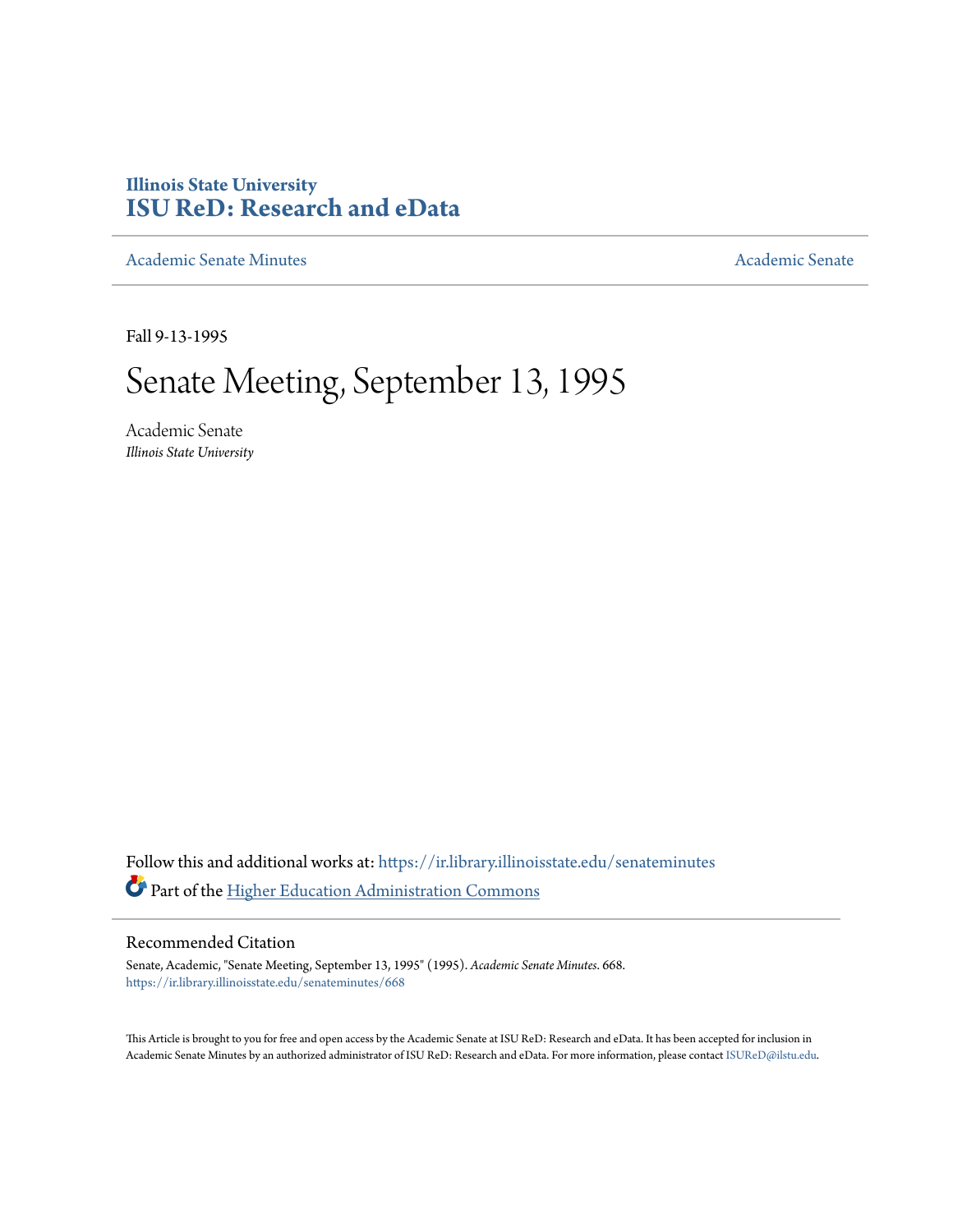# Illinois State University
# ISU ReD: Research and eData

Academic Senate Minutes | Academic Senate

Fall 9-13-1995

# Senate Meeting, September 13, 1995

Academic Senate
*Illinois State University*

Follow this and additional works at: https://ir.library.illinoisstate.edu/senateminutes

Part of the Higher Education Administration Commons

## Recommended Citation

Senate, Academic, "Senate Meeting, September 13, 1995" (1995). *Academic Senate Minutes*. 668.
https://ir.library.illinoisstate.edu/senateminutes/668

This Article is brought to you for free and open access by the Academic Senate at ISU ReD: Research and eData. It has been accepted for inclusion in Academic Senate Minutes by an authorized administrator of ISU ReD: Research and eData. For more information, please contact ISUReD@ilstu.edu.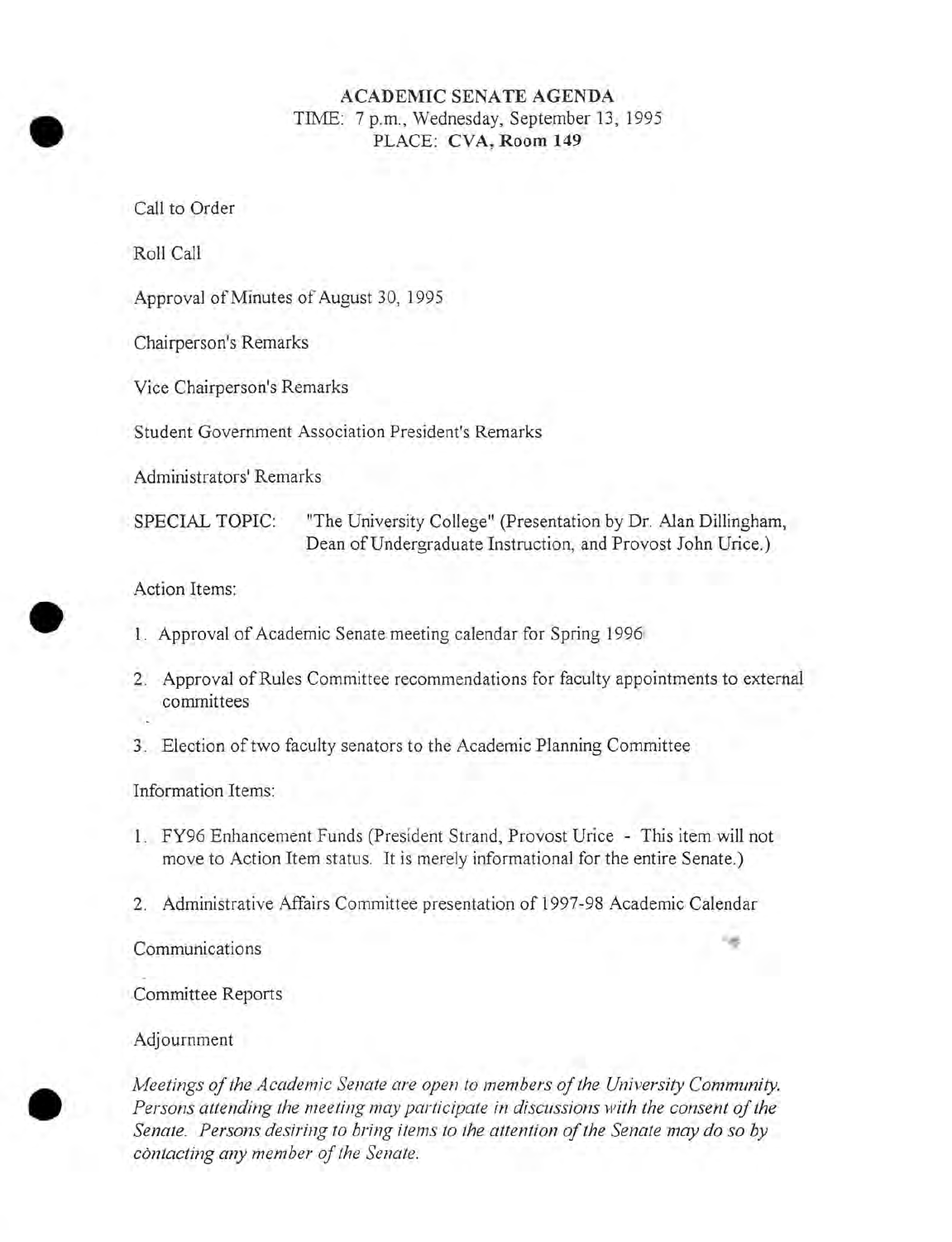# ACADEMIC SENATE AGENDA

TIME: 7 p.m., Wednesday, September 13, 1995
PLACE: **CVA, Room 149**

Call to Order

Roll Call

Approval of Minutes of August 30, 1995

Chairperson's Remarks

Vice Chairperson's Remarks

Student Government Association President's Remarks

Administrators' Remarks

SPECIAL TOPIC: "The University College" (Presentation by Dr. Alan Dillingham, Dean of Undergraduate Instruction, and Provost John Urice.)

Action Items:

1. Approval of Academic Senate meeting calendar for Spring 1996
2. Approval of Rules Committee recommendations for faculty appointments to external committees
3. Election of two faculty senators to the Academic Planning Committee

Information Items:

1. FY96 Enhancement Funds (President Strand, Provost Urice - This item will not move to Action Item status. It is merely informational for the entire Senate.)
2. Administrative Affairs Committee presentation of 1997-98 Academic Calendar

Communications

Committee Reports

Adjournment

*Meetings of the Academic Senate are open to members of the University Community. Persons attending the meeting may participate in discussions with the consent of the Senate. Persons desiring to bring items to the attention of the Senate may do so by contacting any member of the Senate.*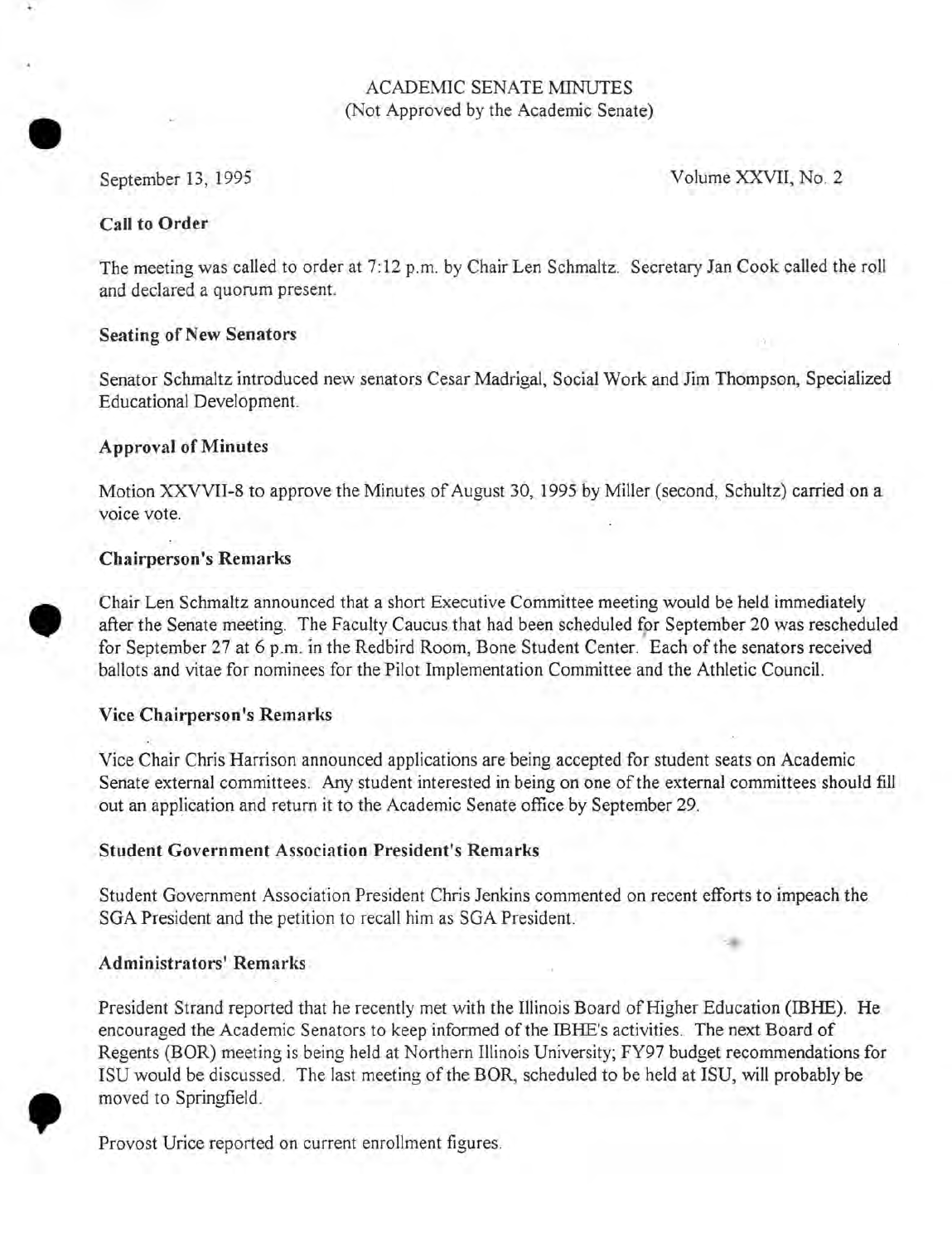# ACADEMIC SENATE MINUTES
(Not Approved by the Academic Senate)

September 13, 1995 | Volume XXVII, No. 2

## Call to Order

The meeting was called to order at 7:12 p.m. by Chair Len Schmaltz. Secretary Jan Cook called the roll and declared a quorum present.

## Seating of New Senators

Senator Schmaltz introduced new senators Cesar Madrigal, Social Work and Jim Thompson, Specialized Educational Development.

## Approval of Minutes

Motion XXVVII-8 to approve the Minutes of August 30, 1995 by Miller (second, Schultz) carried on a voice vote.

## Chairperson's Remarks

Chair Len Schmaltz announced that a short Executive Committee meeting would be held immediately after the Senate meeting. The Faculty Caucus that had been scheduled for September 20 was rescheduled for September 27 at 6 p.m. in the Redbird Room, Bone Student Center. Each of the senators received ballots and vitae for nominees for the Pilot Implementation Committee and the Athletic Council.

## Vice Chairperson's Remarks

Vice Chair Chris Harrison announced applications are being accepted for student seats on Academic Senate external committees. Any student interested in being on one of the external committees should fill out an application and return it to the Academic Senate office by September 29.

## Student Government Association President's Remarks

Student Government Association President Chris Jenkins commented on recent efforts to impeach the SGA President and the petition to recall him as SGA President.

## Administrators' Remarks

President Strand reported that he recently met with the Illinois Board of Higher Education (IBHE). He encouraged the Academic Senators to keep informed of the IBHE's activities. The next Board of Regents (BOR) meeting is being held at Northern Illinois University; FY97 budget recommendations for ISU would be discussed. The last meeting of the BOR, scheduled to be held at ISU, will probably be moved to Springfield.

Provost Urice reported on current enrollment figures.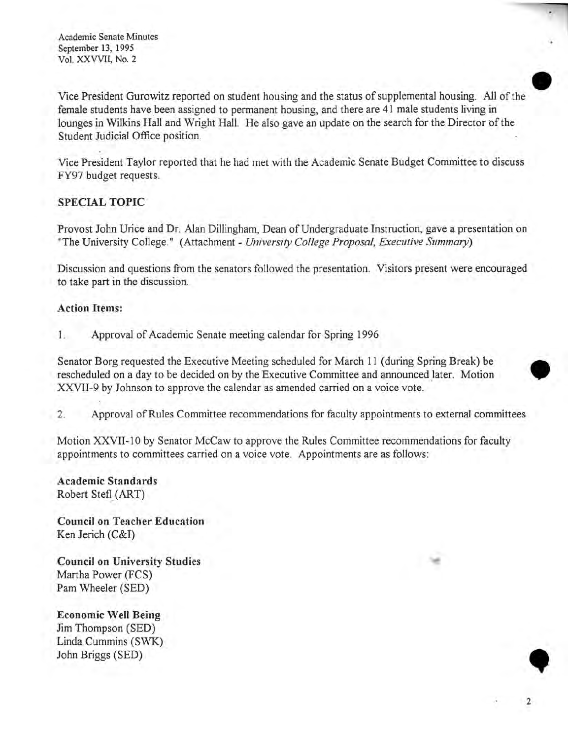Vice President Gurowitz reported on student housing and the status of supplemental housing. All of the female students have been assigned to permanent housing, and there are 41 male students living in lounges in Wilkins Hall and Wright Hall. He also gave an update on the search for the Director of the Student Judicial Office position.

Vice President Taylor reported that he had met with the Academic Senate Budget Committee to discuss FY97 budget requests.

**SPECIAL TOPIC**

Provost John Urice and Dr. Alan Dillingham, Dean of Undergraduate Instruction, gave a presentation on "The University College." (Attachment - *University College Proposal, Executive Summary*)

Discussion and questions from the senators followed the presentation. Visitors present were encouraged to take part in the discussion.

**Action Items:**

1. Approval of Academic Senate meeting calendar for Spring 1996

Senator Borg requested the Executive Meeting scheduled for March 11 (during Spring Break) be rescheduled on a day to be decided on by the Executive Committee and announced later. Motion XXVII-9 by Johnson to approve the calendar as amended carried on a voice vote.

2. Approval of Rules Committee recommendations for faculty appointments to external committees

Motion XXVII-10 by Senator McCaw to approve the Rules Committee recommendations for faculty appointments to committees carried on a voice vote. Appointments are as follows:

**Academic Standards**
Robert Stefl (ART)

**Council on Teacher Education**
Ken Jerich (C&I)

**Council on University Studies**
Martha Power (FCS)
Pam Wheeler (SED)

**Economic Well Being**
Jim Thompson (SED)
Linda Cummins (SWK)
John Briggs (SED)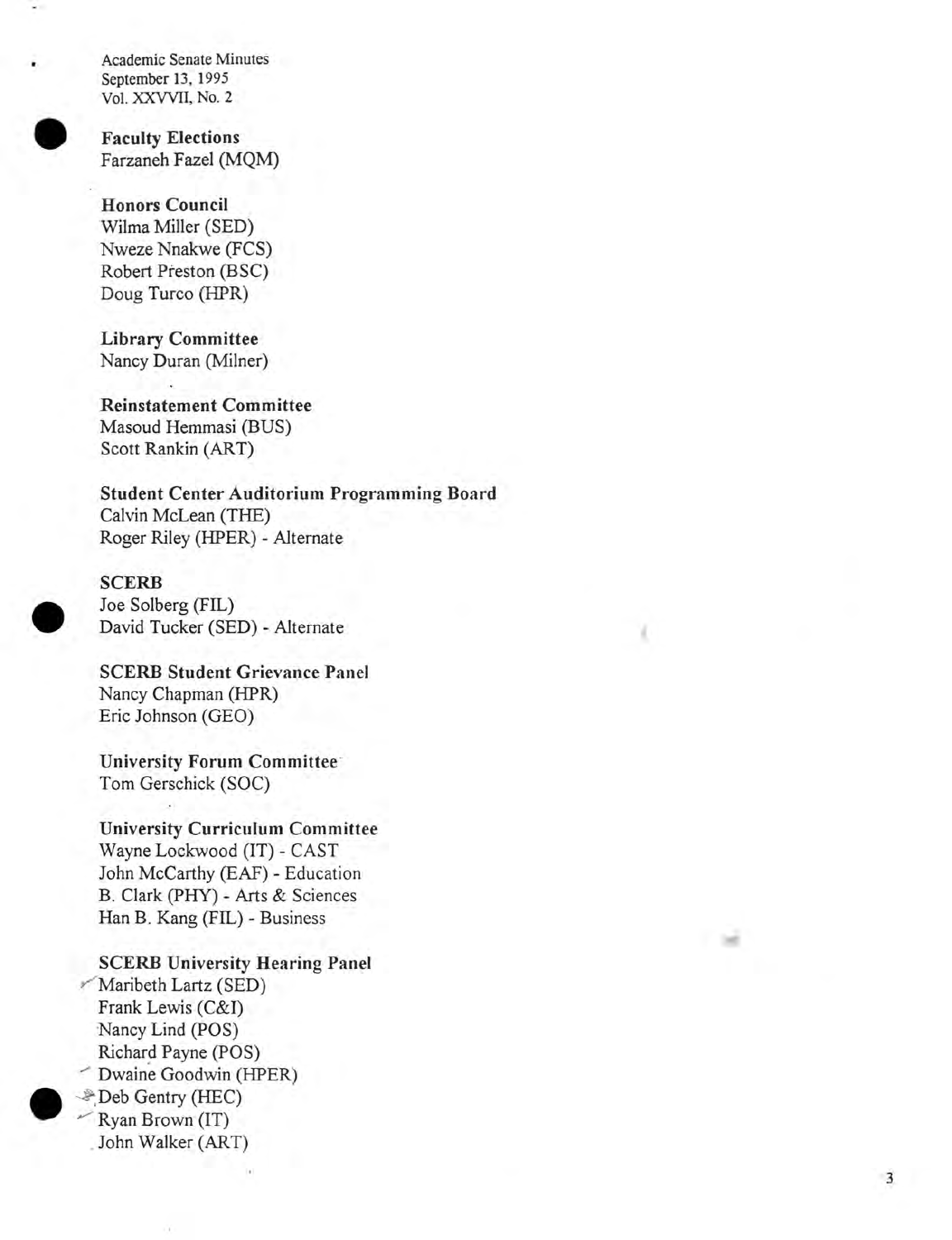Academic Senate Minutes
September 13, 1995
Vol. XXVVII, No. 2

**Faculty Elections**
Farzaneh Fazel (MQM)

**Honors Council**
Wilma Miller (SED)
Nweze Nnakwe (FCS)
Robert Preston (BSC)
Doug Turco (HPR)

**Library Committee**
Nancy Duran (Milner)

**Reinstatement Committee**
Masoud Hemmasi (BUS)
Scott Rankin (ART)

**Student Center Auditorium Programming Board**
Calvin McLean (THE)
Roger Riley (HPER) - Alternate

**SCERB**
Joe Solberg (FIL)
David Tucker (SED) - Alternate

**SCERB Student Grievance Panel**
Nancy Chapman (HPR)
Eric Johnson (GEO)

**University Forum Committee**
Tom Gerschick (SOC)

**University Curriculum Committee**
Wayne Lockwood (IT) - CAST
John McCarthy (EAF) - Education
B. Clark (PHY) - Arts & Sciences
Han B. Kang (FIL) - Business

**SCERB University Hearing Panel**
Maribeth Lartz (SED)
Frank Lewis (C&I)
Nancy Lind (POS)
Richard Payne (POS)
Dwaine Goodwin (HPER)
Deb Gentry (HEC)
Ryan Brown (IT)
John Walker (ART)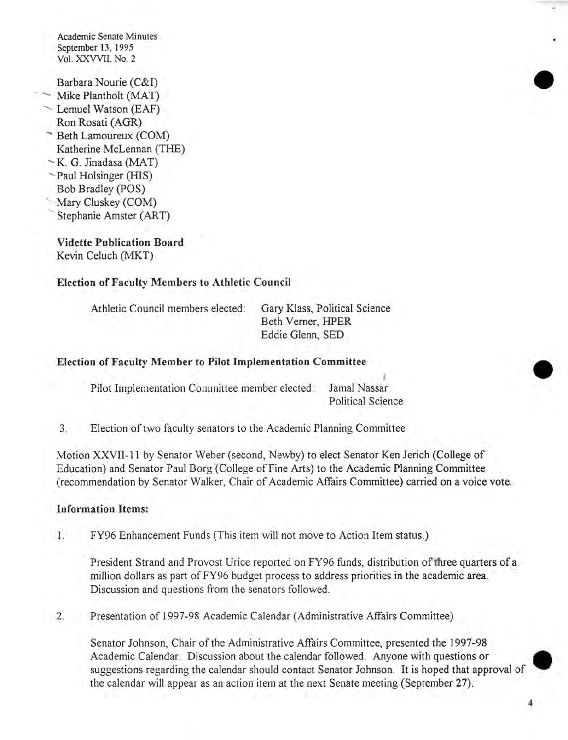Barbara Nourie (C&I)
Mike Plantholt (MAT)
Lemuel Watson (EAF)
Ron Rosati (AGR)
Beth Lamoureux (COM)
Katherine McLennan (THE)
K. G. Jinadasa (MAT)
Paul Holsinger (HIS)
Bob Bradley (POS)
Mary Cluskey (COM)
Stephanie Amster (ART)

**Vidette Publication Board**
Kevin Celuch (MKT)

**Election of Faculty Members to Athletic Council**

Athletic Council members elected: Gary Klass, Political Science
Beth Verner, HPER
Eddie Glenn, SED

**Election of Faculty Member to Pilot Implementation Committee**

Pilot Implementation Committee member elected: Jamal Nassar
Political Science

3. Election of two faculty senators to the Academic Planning Committee

Motion XXVII-11 by Senator Weber (second, Newby) to elect Senator Ken Jerich (College of Education) and Senator Paul Borg (College of Fine Arts) to the Academic Planning Committee (recommendation by Senator Walker, Chair of Academic Affairs Committee) carried on a voice vote.

**Information Items:**

1. FY96 Enhancement Funds (This item will not move to Action Item status.)

   President Strand and Provost Urice reported on FY96 funds, distribution of three quarters of a million dollars as part of FY96 budget process to address priorities in the academic area. Discussion and questions from the senators followed.

2. Presentation of 1997-98 Academic Calendar (Administrative Affairs Committee)

   Senator Johnson, Chair of the Administrative Affairs Committee, presented the 1997-98 Academic Calendar. Discussion about the calendar followed. Anyone with questions or suggestions regarding the calendar should contact Senator Johnson. It is hoped that approval of the calendar will appear as an action item at the next Senate meeting (September 27).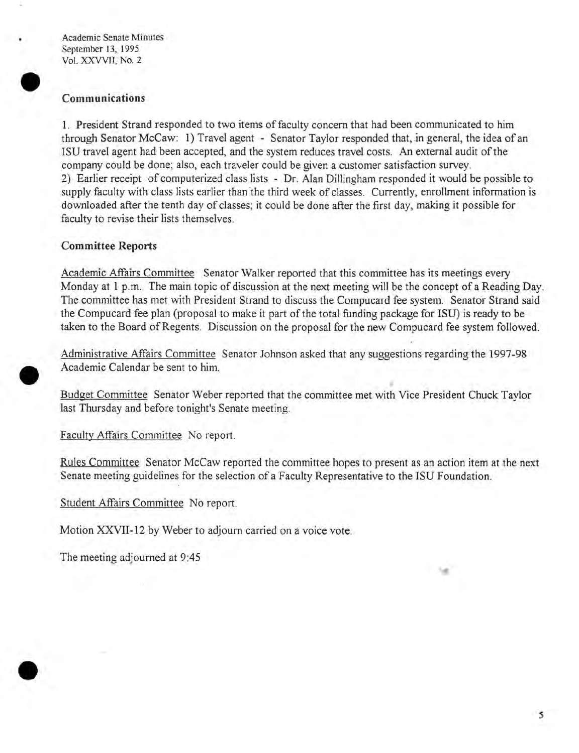## Communications

1. President Strand responded to two items of faculty concern that had been communicated to him through Senator McCaw: 1) Travel agent - Senator Taylor responded that, in general, the idea of an ISU travel agent had been accepted, and the system reduces travel costs. An external audit of the company could be done; also, each traveler could be given a customer satisfaction survey.
2) Earlier receipt of computerized class lists - Dr. Alan Dillingham responded it would be possible to supply faculty with class lists earlier than the third week of classes. Currently, enrollment information is downloaded after the tenth day of classes; it could be done after the first day, making it possible for faculty to revise their lists themselves.

## Committee Reports

Academic Affairs Committee Senator Walker reported that this committee has its meetings every Monday at 1 p.m. The main topic of discussion at the next meeting will be the concept of a Reading Day. The committee has met with President Strand to discuss the Compucard fee system. Senator Strand said the Compucard fee plan (proposal to make it part of the total funding package for ISU) is ready to be taken to the Board of Regents. Discussion on the proposal for the new Compucard fee system followed.

Administrative Affairs Committee Senator Johnson asked that any suggestions regarding the 1997-98 Academic Calendar be sent to him.

Budget Committee Senator Weber reported that the committee met with Vice President Chuck Taylor last Thursday and before tonight's Senate meeting.

Faculty Affairs Committee No report.

Rules Committee Senator McCaw reported the committee hopes to present as an action item at the next Senate meeting guidelines for the selection of a Faculty Representative to the ISU Foundation.

Student Affairs Committee No report.

Motion XXVII-12 by Weber to adjourn carried on a voice vote.

The meeting adjourned at 9:45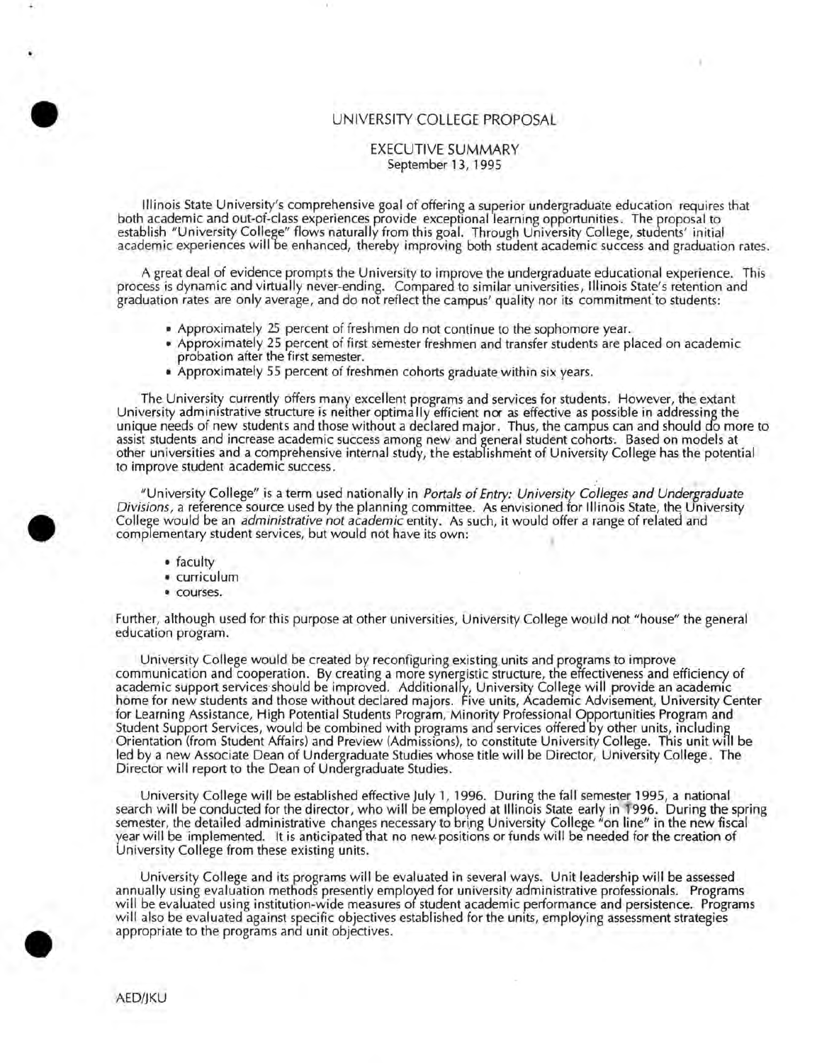# UNIVERSITY COLLEGE PROPOSAL

## EXECUTIVE SUMMARY

September 13, 1995

Illinois State University's comprehensive goal of offering a superior undergraduate education requires that both academic and out-of-class experiences provide exceptional learning opportunities. The proposal to establish "University College" flows naturally from this goal. Through University College, students' initial academic experiences will be enhanced, thereby improving both student academic success and graduation rates.

A great deal of evidence prompts the University to improve the undergraduate educational experience. This process is dynamic and virtually never-ending. Compared to similar universities, Illinois State's retention and graduation rates are only average, and do not reflect the campus' quality nor its commitment to students:

- Approximately 25 percent of freshmen do not continue to the sophomore year.
- Approximately 25 percent of first semester freshmen and transfer students are placed on academic probation after the first semester.
- Approximately 55 percent of freshmen cohorts graduate within six years.

The University currently offers many excellent programs and services for students. However, the extant University administrative structure is neither optimally efficient nor as effective as possible in addressing the unique needs of new students and those without a declared major. Thus, the campus can and should do more to assist students and increase academic success among new and general student cohorts. Based on models at other universities and a comprehensive internal study, the establishment of University College has the potential to improve student academic success.

"University College" is a term used nationally in *Portals of Entry: University Colleges and Undergraduate Divisions*, a reference source used by the planning committee. As envisioned for Illinois State, the University College would be an *administrative not academic* entity. As such, it would offer a range of related and complementary student services, but would not have its own:

- faculty
- curriculum
- courses.

Further, although used for this purpose at other universities, University College would not "house" the general education program.

University College would be created by reconfiguring existing units and programs to improve communication and cooperation. By creating a more synergistic structure, the effectiveness and efficiency of academic support services should be improved. Additionally, University College will provide an academic home for new students and those without declared majors. Five units, Academic Advisement, University Center for Learning Assistance, High Potential Students Program, Minority Professional Opportunities Program and Student Support Services, would be combined with programs and services offered by other units, including Orientation (from Student Affairs) and Preview (Admissions), to constitute University College. This unit will be led by a new Associate Dean of Undergraduate Studies whose title will be Director, University College. The Director will report to the Dean of Undergraduate Studies.

University College will be established effective July 1, 1996. During the fall semester 1995, a national search will be conducted for the director, who will be employed at Illinois State early in 1996. During the spring semester, the detailed administrative changes necessary to bring University College "on line" in the new fiscal year will be implemented. It is anticipated that no new positions or funds will be needed for the creation of University College from these existing units.

University College and its programs will be evaluated in several ways. Unit leadership will be assessed annually using evaluation methods presently employed for university administrative professionals. Programs will be evaluated using institution-wide measures of student academic performance and persistence. Programs will also be evaluated against specific objectives established for the units, employing assessment strategies appropriate to the programs and unit objectives.

AED/JKU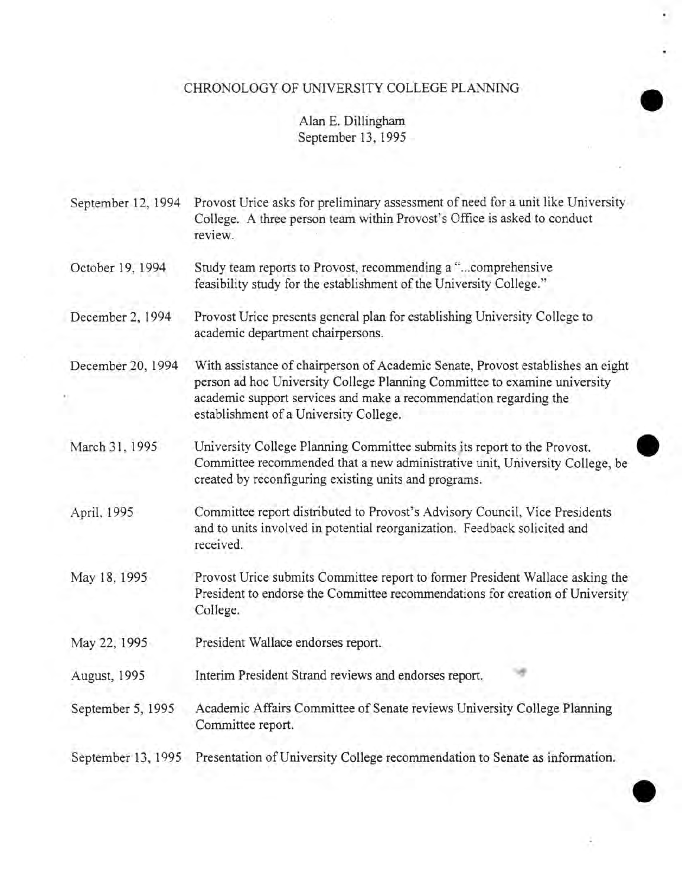# CHRONOLOGY OF UNIVERSITY COLLEGE PLANNING

Alan E. Dillingham
September 13, 1995

| | |
|---|---|
| September 12, 1994 | Provost Urice asks for preliminary assessment of need for a unit like University College. A three person team within Provost's Office is asked to conduct review. |
| October 19, 1994 | Study team reports to Provost, recommending a "...comprehensive feasibility study for the establishment of the University College." |
| December 2, 1994 | Provost Urice presents general plan for establishing University College to academic department chairpersons. |
| December 20, 1994 | With assistance of chairperson of Academic Senate, Provost establishes an eight person ad hoc University College Planning Committee to examine university academic support services and make a recommendation regarding the establishment of a University College. |
| March 31, 1995 | University College Planning Committee submits its report to the Provost. Committee recommended that a new administrative unit, University College, be created by reconfiguring existing units and programs. |
| April, 1995 | Committee report distributed to Provost's Advisory Council, Vice Presidents and to units involved in potential reorganization. Feedback solicited and received. |
| May 18, 1995 | Provost Urice submits Committee report to former President Wallace asking the President to endorse the Committee recommendations for creation of University College. |
| May 22, 1995 | President Wallace endorses report. |
| August, 1995 | Interim President Strand reviews and endorses report. |
| September 5, 1995 | Academic Affairs Committee of Senate reviews University College Planning Committee report. |
| September 13, 1995 | Presentation of University College recommendation to Senate as information. |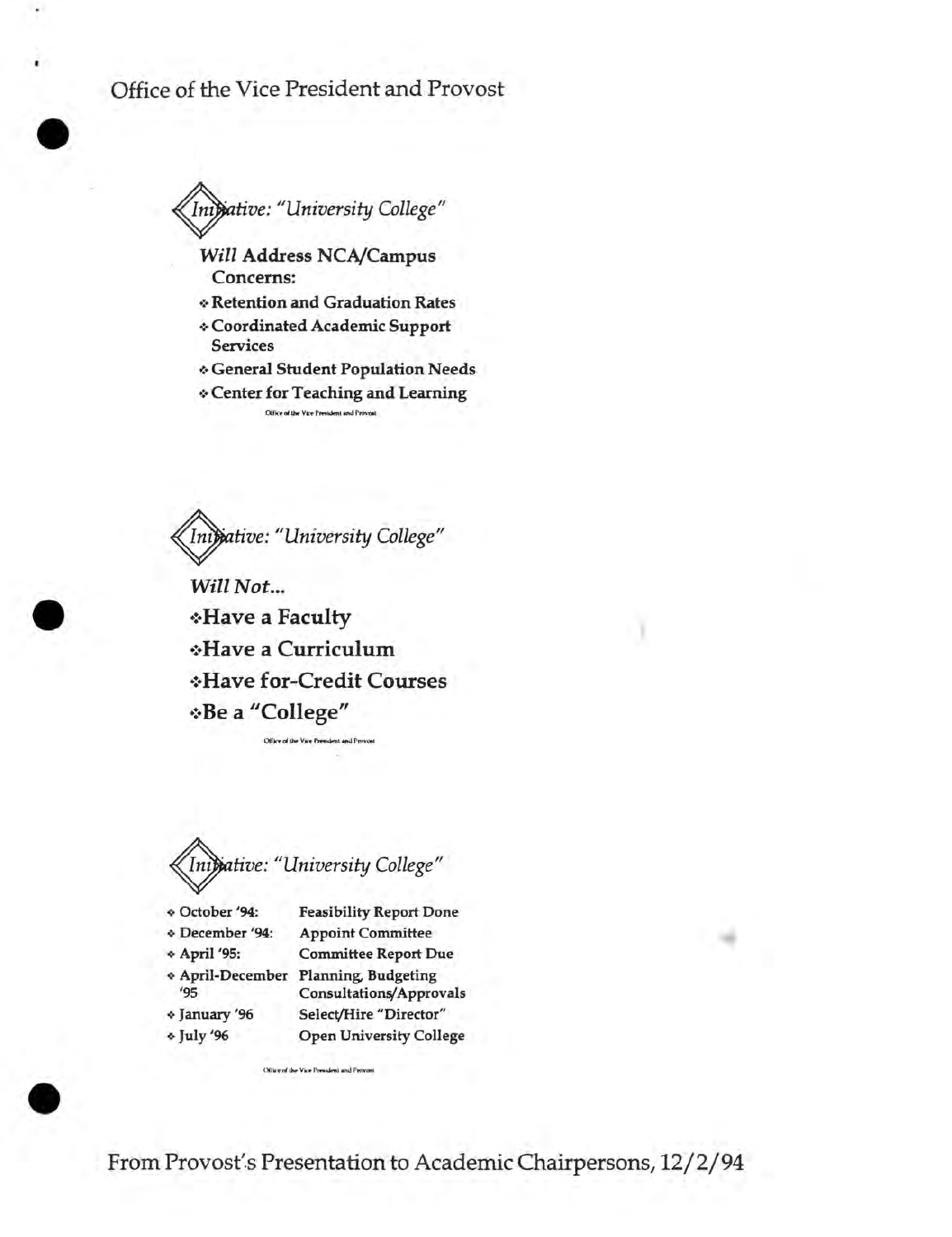Office of the Vice President and Provost

## *Initiative: "University College"*

***Will*** **Address NCA/Campus Concerns:**

- **Retention and Graduation Rates**
- **Coordinated Academic Support Services**
- **General Student Population Needs**
- **Center for Teaching and Learning**

Office of the Vice President and Provost

## *Initiative: "University College"*

***Will Not...***

- **Have a Faculty**
- **Have a Curriculum**
- **Have for-Credit Courses**
- **Be a "College"**

Office of the Vice President and Provost

## *Initiative: "University College"*

| | |
|---|---|
| October '94: | **Feasibility Report Done** |
| December '94: | **Appoint Committee** |
| April '95: | **Committee Report Due** |
| April-December '95 | **Planning, Budgeting Consultations/Approvals** |
| January '96 | **Select/Hire "Director"** |
| July '96 | **Open University College** |

Office of the Vice President and Provost

From Provost's Presentation to Academic Chairpersons, 12/2/94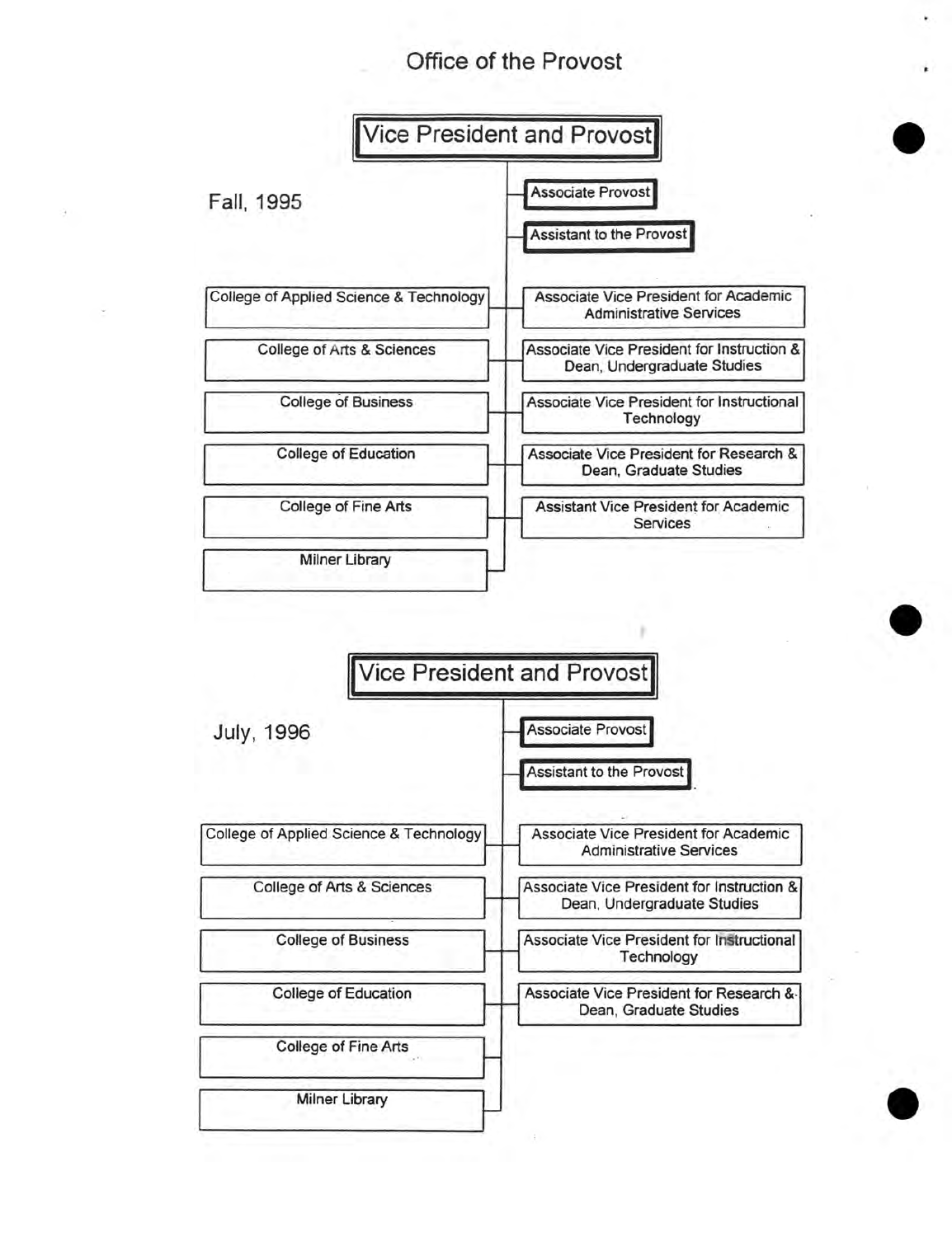# Office of the Provost

## Fall, 1995

**Vice President and Provost**

- Associate Provost
- Assistant to the Provost
- College of Applied Science & Technology
- College of Arts & Sciences
- College of Business
- College of Education
- College of Fine Arts
- Milner Library
- Associate Vice President for Academic Administrative Services
- Associate Vice President for Instruction & Dean, Undergraduate Studies
- Associate Vice President for Instructional Technology
- Associate Vice President for Research & Dean, Graduate Studies
- Assistant Vice President for Academic Services

## July, 1996

**Vice President and Provost**

- Associate Provost
- Assistant to the Provost
- College of Applied Science & Technology
- College of Arts & Sciences
- College of Business
- College of Education
- College of Fine Arts
- Milner Library
- Associate Vice President for Academic Administrative Services
- Associate Vice President for Instruction & Dean, Undergraduate Studies
- Associate Vice President for Instructional Technology
- Associate Vice President for Research & Dean, Graduate Studies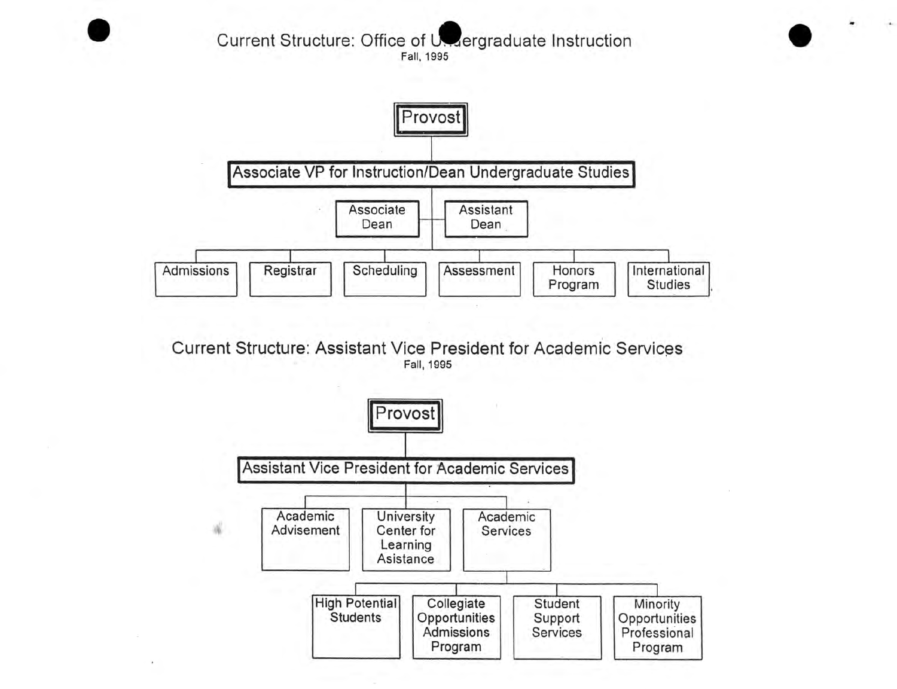## Current Structure: Office of Undergraduate Instruction

Fall, 1995

- Provost
  - Associate VP for Instruction/Dean Undergraduate Studies
    - Associate Dean
    - Assistant Dean
    - Admissions
    - Registrar
    - Scheduling
    - Assessment
    - Honors Program
    - International Studies

## Current Structure: Assistant Vice President for Academic Services

Fall, 1995

- Provost
  - Assistant Vice President for Academic Services
    - Academic Advisement
    - University Center for Learning Assistance
    - Academic Services
      - High Potential Students
      - Collegiate Opportunities Admissions Program
      - Student Support Services
      - Minority Opportunities Professional Program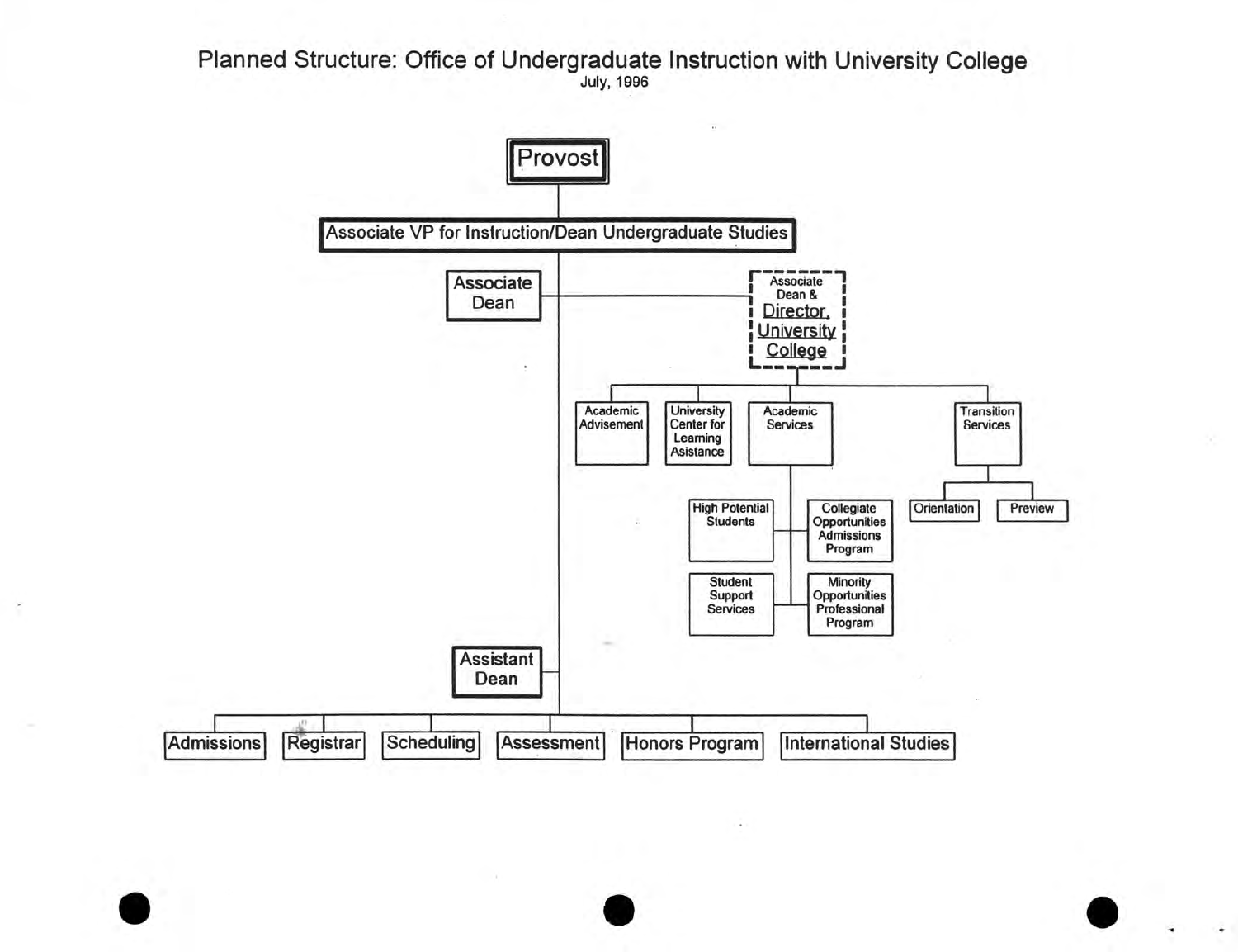# Planned Structure: Office of Undergraduate Instruction with University College

July, 1996

- **Provost**
  - **Associate VP for Instruction/Dean Undergraduate Studies**
    - Associate Dean
    - Associate Dean & Director, University College
      - Academic Advisement
      - University Center for Learning Assistance
      - Academic Services
        - High Potential Students
        - Collegiate Opportunities Admissions Program
        - Student Support Services
        - Minority Opportunities Professional Program
      - Transition Services
        - Orientation
        - Preview
    - Assistant Dean
    - Admissions
    - Registrar
    - Scheduling
    - Assessment
    - Honors Program
    - International Studies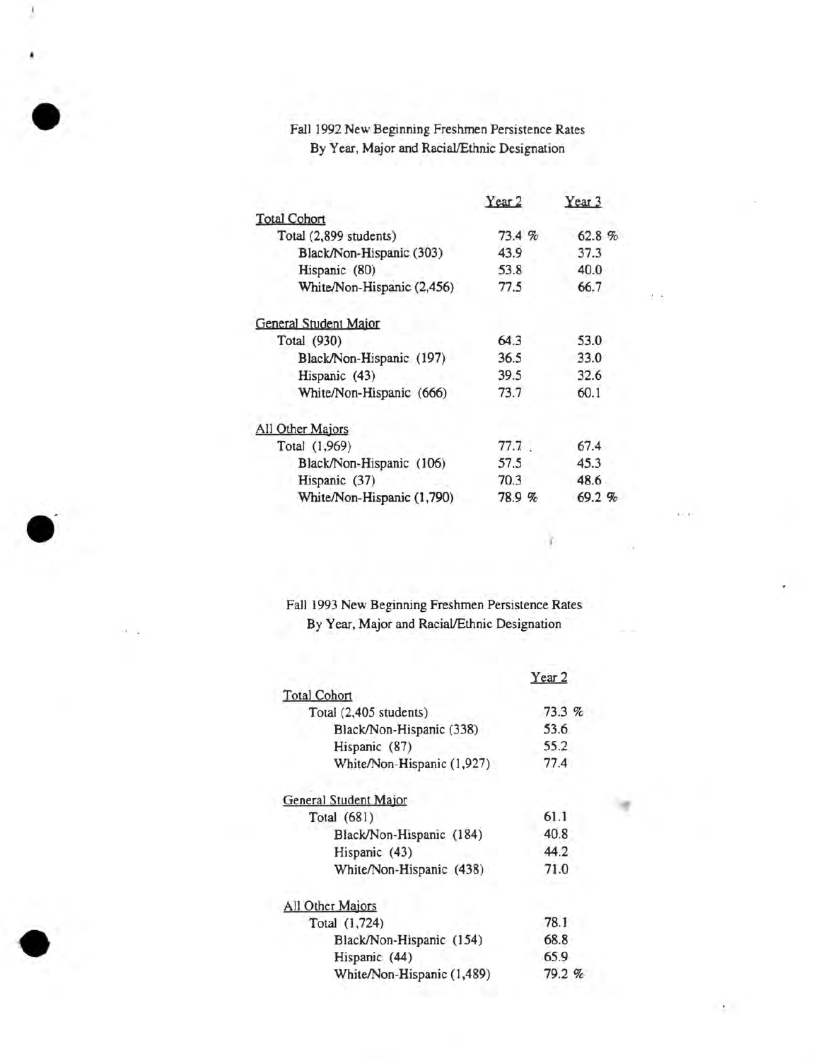Fall 1992 New Beginning Freshmen Persistence Rates
By Year, Major and Racial/Ethnic Designation

| | Year 2 | Year 3 |
|---|---|---|
| Total Cohort | | |
| Total (2,899 students) | 73.4 % | 62.8 % |
| Black/Non-Hispanic (303) | 43.9 | 37.3 |
| Hispanic (80) | 53.8 | 40.0 |
| White/Non-Hispanic (2,456) | 77.5 | 66.7 |
| General Student Major | | |
| Total (930) | 64.3 | 53.0 |
| Black/Non-Hispanic (197) | 36.5 | 33.0 |
| Hispanic (43) | 39.5 | 32.6 |
| White/Non-Hispanic (666) | 73.7 | 60.1 |
| All Other Majors | | |
| Total (1,969) | 77.7 | 67.4 |
| Black/Non-Hispanic (106) | 57.5 | 45.3 |
| Hispanic (37) | 70.3 | 48.6 |
| White/Non-Hispanic (1,790) | 78.9 % | 69.2 % |

Fall 1993 New Beginning Freshmen Persistence Rates
By Year, Major and Racial/Ethnic Designation

| | Year 2 |
|---|---|
| Total Cohort | |
| Total (2,405 students) | 73.3 % |
| Black/Non-Hispanic (338) | 53.6 |
| Hispanic (87) | 55.2 |
| White/Non-Hispanic (1,927) | 77.4 |
| General Student Major | |
| Total (681) | 61.1 |
| Black/Non-Hispanic (184) | 40.8 |
| Hispanic (43) | 44.2 |
| White/Non-Hispanic (438) | 71.0 |
| All Other Majors | |
| Total (1,724) | 78.1 |
| Black/Non-Hispanic (154) | 68.8 |
| Hispanic (44) | 65.9 |
| White/Non-Hispanic (1,489) | 79.2 % |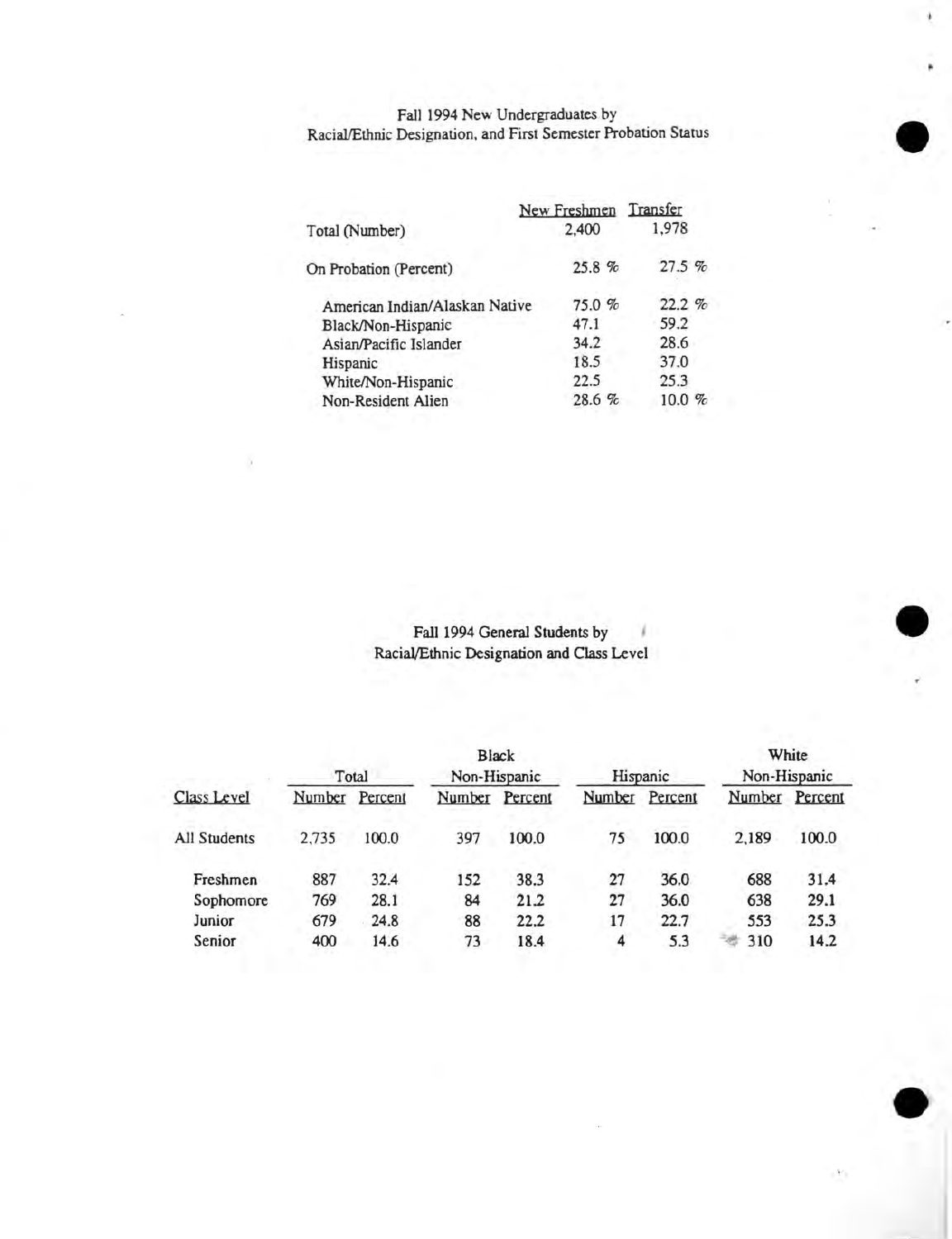Fall 1994 New Undergraduates by
Racial/Ethnic Designation, and First Semester Probation Status

| | New Freshmen | Transfer |
|---|---|---|
| Total (Number) | 2,400 | 1,978 |
| On Probation (Percent) | 25.8 % | 27.5 % |
| American Indian/Alaskan Native | 75.0 % | 22.2 % |
| Black/Non-Hispanic | 47.1 | 59.2 |
| Asian/Pacific Islander | 34.2 | 28.6 |
| Hispanic | 18.5 | 37.0 |
| White/Non-Hispanic | 22.5 | 25.3 |
| Non-Resident Alien | 28.6 % | 10.0 % |

Fall 1994 General Students by
Racial/Ethnic Designation and Class Level

| | Total | | Black Non-Hispanic | | Hispanic | | White Non-Hispanic | |
|---|---|---|---|---|---|---|---|---|
| Class Level | Number | Percent | Number | Percent | Number | Percent | Number | Percent |
| All Students | 2,735 | 100.0 | 397 | 100.0 | 75 | 100.0 | 2,189 | 100.0 |
| Freshmen | 887 | 32.4 | 152 | 38.3 | 27 | 36.0 | 688 | 31.4 |
| Sophomore | 769 | 28.1 | 84 | 21.2 | 27 | 36.0 | 638 | 29.1 |
| Junior | 679 | 24.8 | 88 | 22.2 | 17 | 22.7 | 553 | 25.3 |
| Senior | 400 | 14.6 | 73 | 18.4 | 4 | 5.3 | 310 | 14.2 |